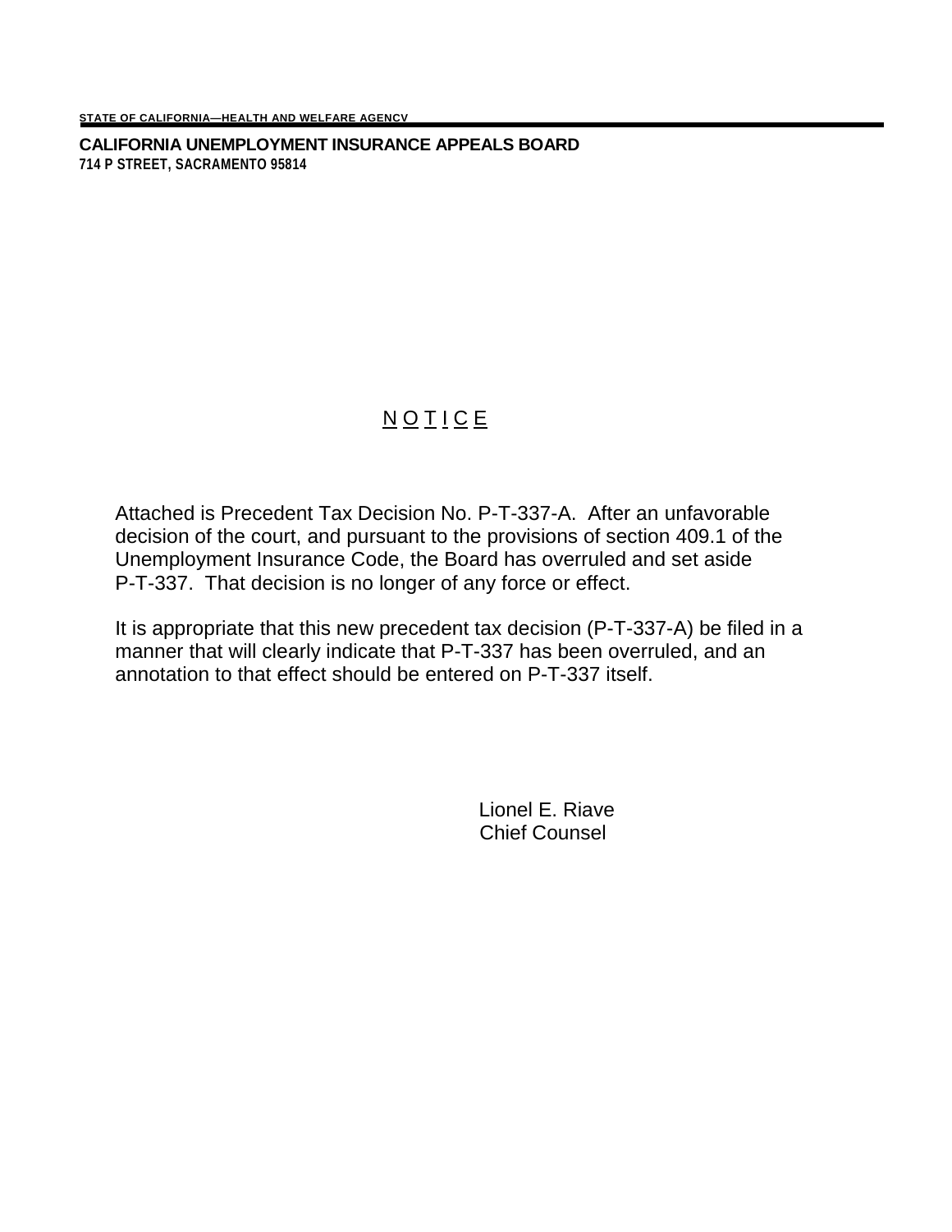STATE OF CALIFORNIA—HEALTH AND WELFARE AGENCV

**CALIFORNIA UNEMPLOYMENT INSURANCE APPEALS BOARD**
**714 P STREET, SACRAMENTO 95814**

# N O T I C E

Attached is Precedent Tax Decision No. P-T-337-A. After an unfavorable decision of the court, and pursuant to the provisions of section 409.1 of the Unemployment Insurance Code, the Board has overruled and set aside P-T-337. That decision is no longer of any force or effect.

It is appropriate that this new precedent tax decision (P-T-337-A) be filed in a manner that will clearly indicate that P-T-337 has been overruled, and an annotation to that effect should be entered on P-T-337 itself.

Lionel E. Riave
Chief Counsel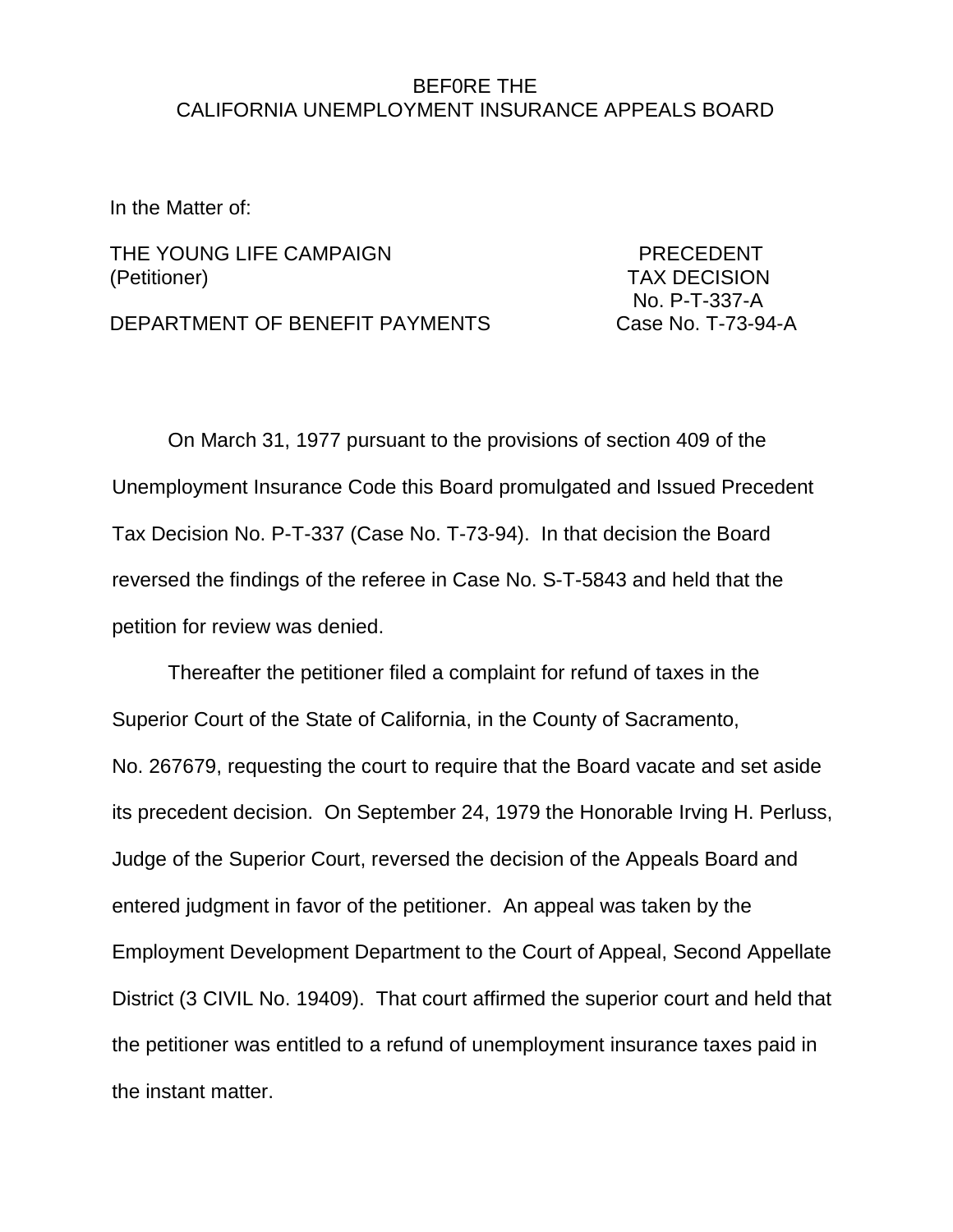BEF0RE THE
CALIFORNIA UNEMPLOYMENT INSURANCE APPEALS BOARD

In the Matter of:

THE YOUNG LIFE CAMPAIGN
(Petitioner)

DEPARTMENT OF BENEFIT PAYMENTS

PRECEDENT
TAX DECISION
No. P-T-337-A
Case No. T-73-94-A

On March 31, 1977 pursuant to the provisions of section 409 of the Unemployment Insurance Code this Board promulgated and Issued Precedent Tax Decision No. P-T-337 (Case No. T-73-94). In that decision the Board reversed the findings of the referee in Case No. S-T-5843 and held that the petition for review was denied.

Thereafter the petitioner filed a complaint for refund of taxes in the Superior Court of the State of California, in the County of Sacramento, No. 267679, requesting the court to require that the Board vacate and set aside its precedent decision. On September 24, 1979 the Honorable Irving H. Perluss, Judge of the Superior Court, reversed the decision of the Appeals Board and entered judgment in favor of the petitioner. An appeal was taken by the Employment Development Department to the Court of Appeal, Second Appellate District (3 CIVIL No. 19409). That court affirmed the superior court and held that the petitioner was entitled to a refund of unemployment insurance taxes paid in the instant matter.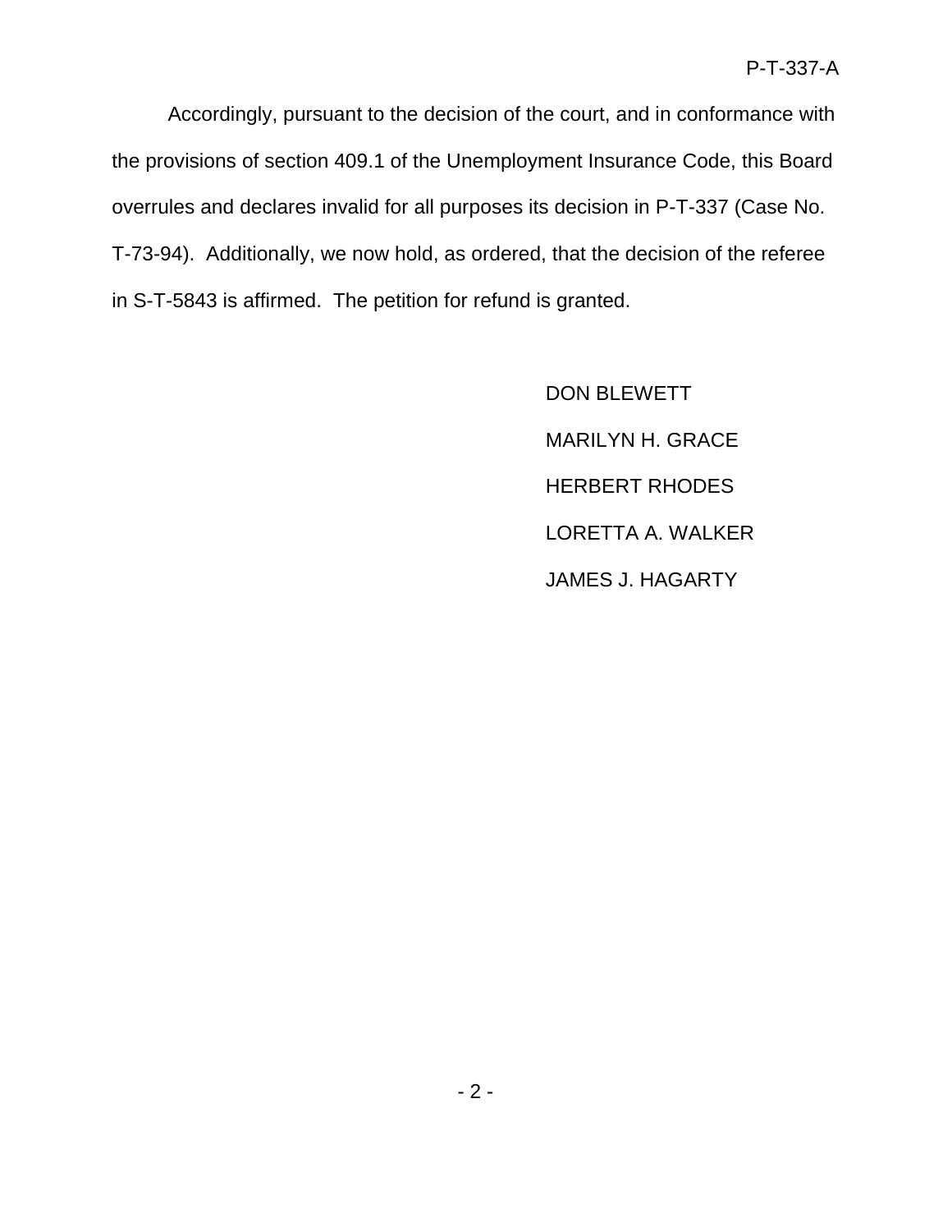Accordingly, pursuant to the decision of the court, and in conformance with the provisions of section 409.1 of the Unemployment Insurance Code, this Board overrules and declares invalid for all purposes its decision in P-T-337 (Case No. T-73-94). Additionally, we now hold, as ordered, that the decision of the referee in S-T-5843 is affirmed. The petition for refund is granted.

DON BLEWETT

MARILYN H. GRACE

HERBERT RHODES

LORETTA A. WALKER

JAMES J. HAGARTY